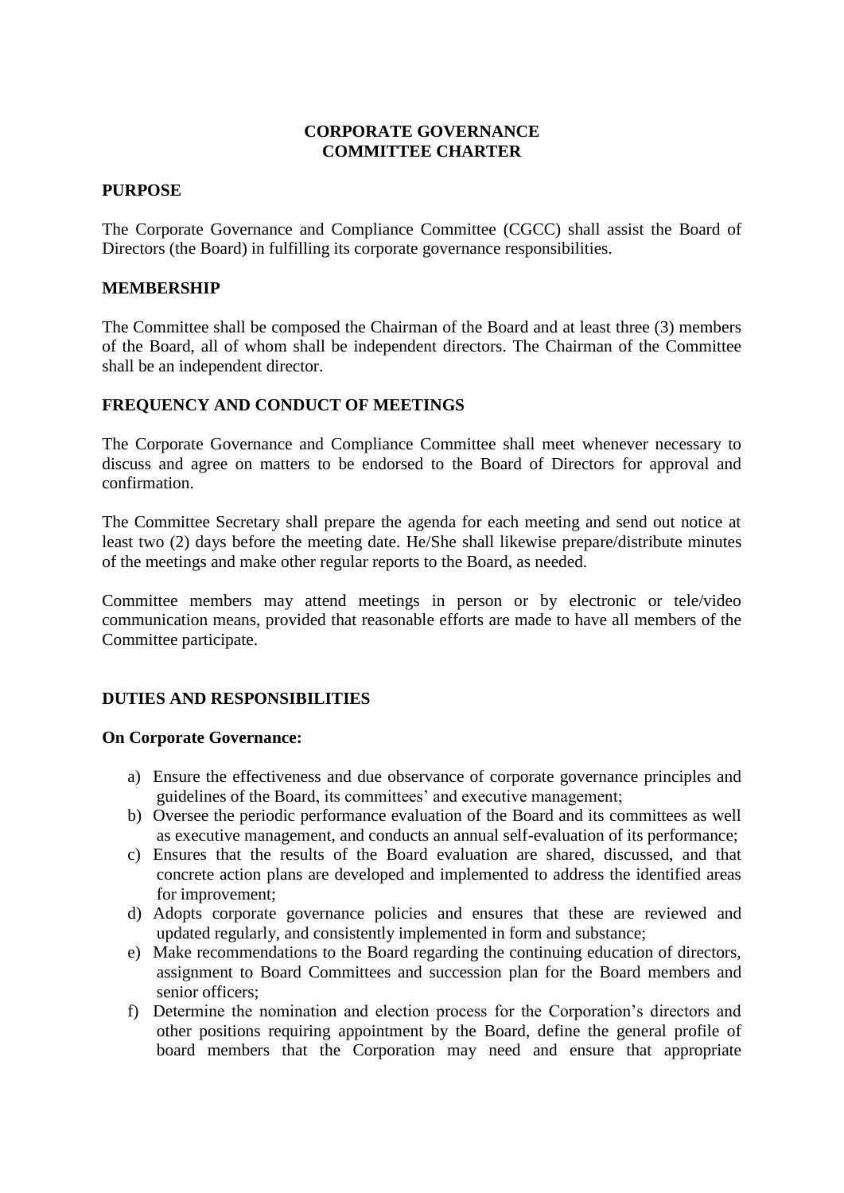# CORPORATE GOVERNANCE COMMITTEE CHARTER

## PURPOSE

The Corporate Governance and Compliance Committee (CGCC) shall assist the Board of Directors (the Board) in fulfilling its corporate governance responsibilities.

## MEMBERSHIP

The Committee shall be composed the Chairman of the Board and at least three (3) members of the Board, all of whom shall be independent directors. The Chairman of the Committee shall be an independent director.

## FREQUENCY AND CONDUCT OF MEETINGS

The Corporate Governance and Compliance Committee shall meet whenever necessary to discuss and agree on matters to be endorsed to the Board of Directors for approval and confirmation.

The Committee Secretary shall prepare the agenda for each meeting and send out notice at least two (2) days before the meeting date. He/She shall likewise prepare/distribute minutes of the meetings and make other regular reports to the Board, as needed.

Committee members may attend meetings in person or by electronic or tele/video communication means, provided that reasonable efforts are made to have all members of the Committee participate.

## DUTIES AND RESPONSIBILITIES

**On Corporate Governance:**

a) Ensure the effectiveness and due observance of corporate governance principles and guidelines of the Board, its committees' and executive management;
b) Oversee the periodic performance evaluation of the Board and its committees as well as executive management, and conducts an annual self-evaluation of its performance;
c) Ensures that the results of the Board evaluation are shared, discussed, and that concrete action plans are developed and implemented to address the identified areas for improvement;
d) Adopts corporate governance policies and ensures that these are reviewed and updated regularly, and consistently implemented in form and substance;
e) Make recommendations to the Board regarding the continuing education of directors, assignment to Board Committees and succession plan for the Board members and senior officers;
f) Determine the nomination and election process for the Corporation's directors and other positions requiring appointment by the Board, define the general profile of board members that the Corporation may need and ensure that appropriate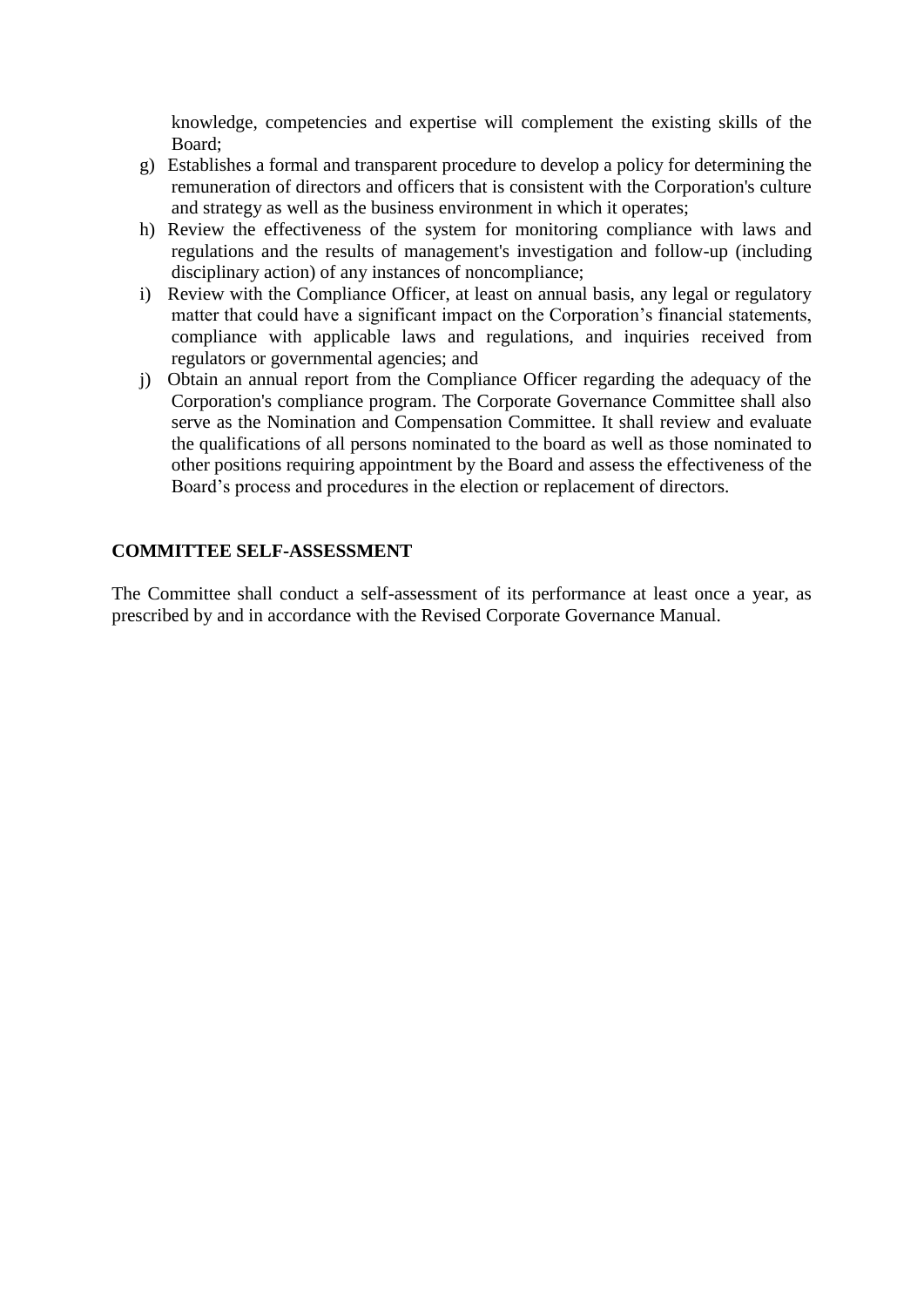knowledge, competencies and expertise will complement the existing skills of the Board;

g) Establishes a formal and transparent procedure to develop a policy for determining the remuneration of directors and officers that is consistent with the Corporation's culture and strategy as well as the business environment in which it operates;

h) Review the effectiveness of the system for monitoring compliance with laws and regulations and the results of management's investigation and follow-up (including disciplinary action) of any instances of noncompliance;

i) Review with the Compliance Officer, at least on annual basis, any legal or regulatory matter that could have a significant impact on the Corporation's financial statements, compliance with applicable laws and regulations, and inquiries received from regulators or governmental agencies; and

j) Obtain an annual report from the Compliance Officer regarding the adequacy of the Corporation's compliance program. The Corporate Governance Committee shall also serve as the Nomination and Compensation Committee. It shall review and evaluate the qualifications of all persons nominated to the board as well as those nominated to other positions requiring appointment by the Board and assess the effectiveness of the Board's process and procedures in the election or replacement of directors.

**COMMITTEE SELF-ASSESSMENT**

The Committee shall conduct a self-assessment of its performance at least once a year, as prescribed by and in accordance with the Revised Corporate Governance Manual.